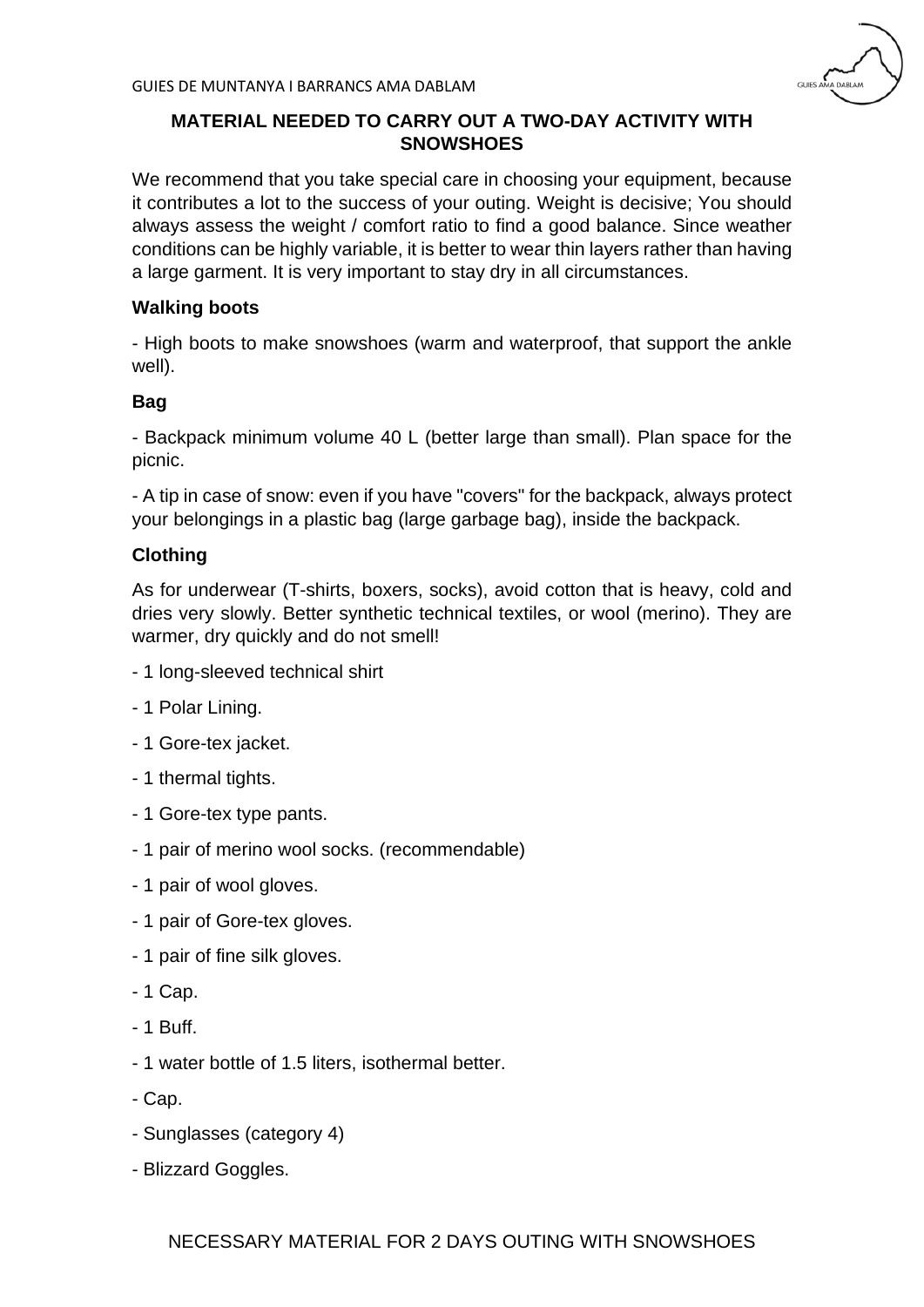## MATERIAL NEEDED TO CARRY OUT A TWO-DAY ACTIVITY WITH SNOWSHOES

We recommend that you take special care in choosing your equipment, because it contributes a lot to the success of your outing. Weight is decisive; You should always assess the weight / comfort ratio to find a good balance. Since weather conditions can be highly variable, it is better to wear thin layers rather than having a large garment. It is very important to stay dry in all circumstances.

### Walking boots

- High boots to make snowshoes (warm and waterproof, that support the ankle well).

### Bag

- Backpack minimum volume 40 L (better large than small). Plan space for the picnic.
- A tip in case of snow: even if you have "covers" for the backpack, always protect your belongings in a plastic bag (large garbage bag), inside the backpack.

### Clothing

As for underwear (T-shirts, boxers, socks), avoid cotton that is heavy, cold and dries very slowly. Better synthetic technical textiles, or wool (merino). They are warmer, dry quickly and do not smell!

- 1 long-sleeved technical shirt
- 1 Polar Lining.
- 1 Gore-tex jacket.
- 1 thermal tights.
- 1 Gore-tex type pants.
- 1 pair of merino wool socks. (recommendable)
- 1 pair of wool gloves.
- 1 pair of Gore-tex gloves.
- 1 pair of fine silk gloves.
- 1 Cap.
- 1 Buff.
- 1 water bottle of 1.5 liters, isothermal better.
- Cap.
- Sunglasses (category 4)
- Blizzard Goggles.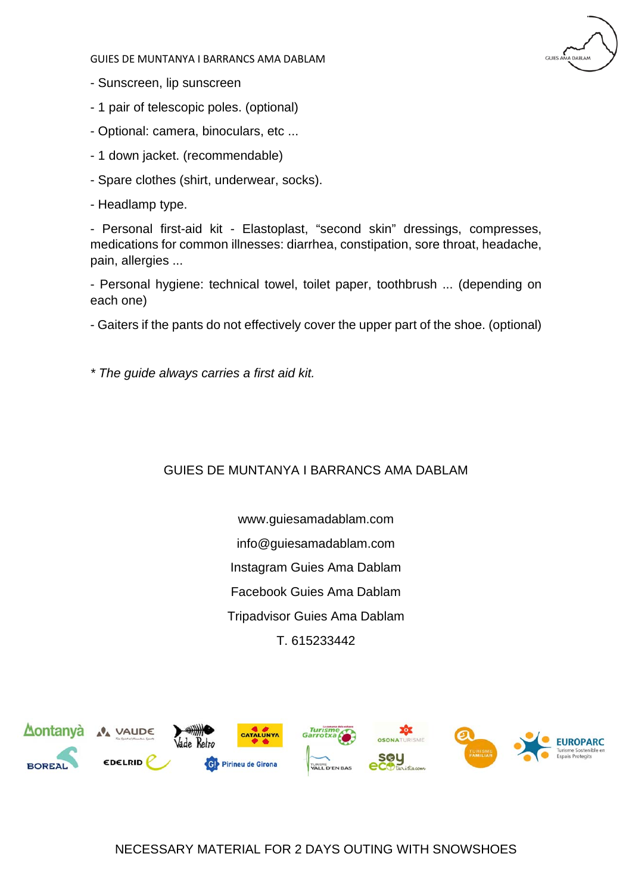- Sunscreen, lip sunscreen

- 1 pair of telescopic poles. (optional)

- Optional: camera, binoculars, etc ...

- 1 down jacket. (recommendable)

- Spare clothes (shirt, underwear, socks).

- Headlamp type.

- Personal first-aid kit - Elastoplast, “second skin” dressings, compresses, medications for common illnesses: diarrhea, constipation, sore throat, headache, pain, allergies ...

- Personal hygiene: technical towel, toilet paper, toothbrush ... (depending on each one)

- Gaiters if the pants do not effectively cover the upper part of the shoe. (optional)

*\* The guide always carries a first aid kit.*

GUIES DE MUNTANYA I BARRANCS AMA DABLAM

www.guiesamadablam.com

info@guiesamadablam.com

Instagram Guies Ama Dablam

Facebook Guies Ama Dablam

Tripadvisor Guies Ama Dablam

T. 615233442

NECESSARY MATERIAL FOR 2 DAYS OUTING WITH SNOWSHOES